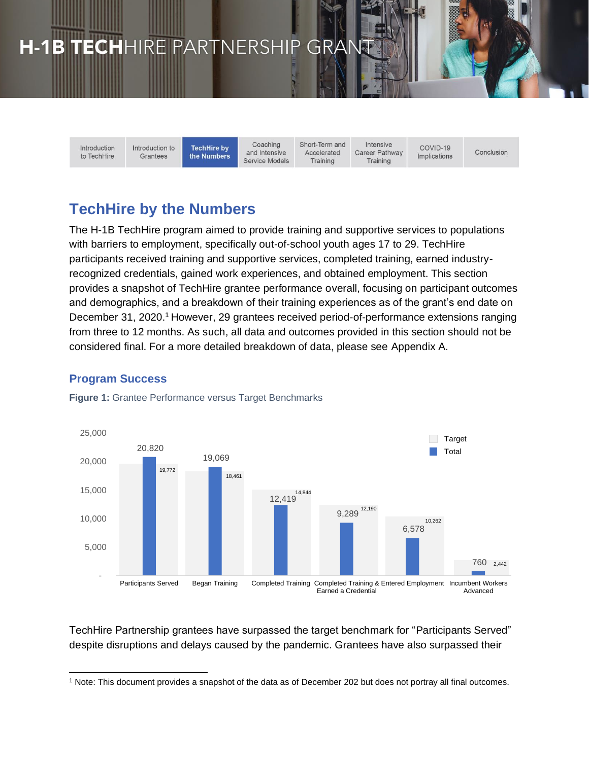# H-1B TECHHIRE PARTNERSHIP GRANT

| Introduction to TechHire | Introduction to Grantees | TechHire by the Numbers | Coaching and Intensive Service Models | Short-Term and Accelerated Training | Intensive Career Pathway Training | COVID-19 Implications | Conclusion |
|---|---|---|---|---|---|---|---|

## TechHire by the Numbers

The H-1B TechHire program aimed to provide training and supportive services to populations with barriers to employment, specifically out-of-school youth ages 17 to 29. TechHire participants received training and supportive services, completed training, earned industry-recognized credentials, gained work experiences, and obtained employment. This section provides a snapshot of TechHire grantee performance overall, focusing on participant outcomes and demographics, and a breakdown of their training experiences as of the grant's end date on December 31, 2020.[1] However, 29 grantees received period-of-performance extensions ranging from three to 12 months. As such, all data and outcomes provided in this section should not be considered final. For a more detailed breakdown of data, please see Appendix A.

### Program Success

**Figure 1:** Grantee Performance versus Target Benchmarks

| | Total | Target |
|---|---|---|
| Participants Served | 20,820 | 19,772 |
| Began Training | 19,069 | 18,461 |
| Completed Training | 12,419 | 14,844 |
| Completed Training & Earned a Credential | 9,289 | 12,190 |
| Entered Employment | 6,578 | 10,262 |
| Incumbent Workers Advanced | 760 | 2,442 |

TechHire Partnership grantees have surpassed the target benchmark for "Participants Served" despite disruptions and delays caused by the pandemic. Grantees have also surpassed their

[1] Note: This document provides a snapshot of the data as of December 202 but does not portray all final outcomes.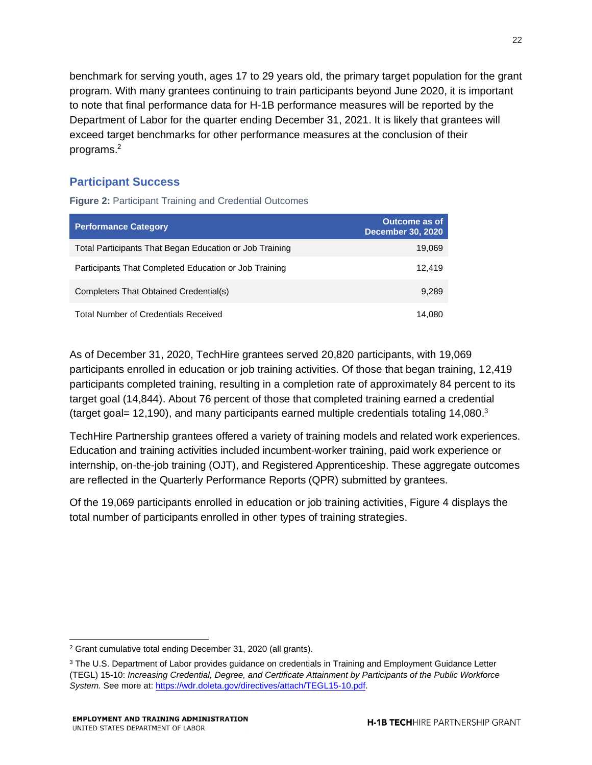benchmark for serving youth, ages 17 to 29 years old, the primary target population for the grant program. With many grantees continuing to train participants beyond June 2020, it is important to note that final performance data for H-1B performance measures will be reported by the Department of Labor for the quarter ending December 31, 2021. It is likely that grantees will exceed target benchmarks for other performance measures at the conclusion of their programs.[2]

## Participant Success

**Figure 2:** Participant Training and Credential Outcomes

| Performance Category | Outcome as of December 30, 2020 |
|---|---|
| Total Participants That Began Education or Job Training | 19,069 |
| Participants That Completed Education or Job Training | 12,419 |
| Completers That Obtained Credential(s) | 9,289 |
| Total Number of Credentials Received | 14,080 |

As of December 31, 2020, TechHire grantees served 20,820 participants, with 19,069 participants enrolled in education or job training activities. Of those that began training, 12,419 participants completed training, resulting in a completion rate of approximately 84 percent to its target goal (14,844). About 76 percent of those that completed training earned a credential (target goal= 12,190), and many participants earned multiple credentials totaling 14,080.[3]

TechHire Partnership grantees offered a variety of training models and related work experiences. Education and training activities included incumbent-worker training, paid work experience or internship, on-the-job training (OJT), and Registered Apprenticeship. These aggregate outcomes are reflected in the Quarterly Performance Reports (QPR) submitted by grantees.

Of the 19,069 participants enrolled in education or job training activities, Figure 4 displays the total number of participants enrolled in other types of training strategies.

---

[2] Grant cumulative total ending December 31, 2020 (all grants).

[3] The U.S. Department of Labor provides guidance on credentials in Training and Employment Guidance Letter (TEGL) 15-10: *Increasing Credential, Degree, and Certificate Attainment by Participants of the Public Workforce System.* See more at: https://wdr.doleta.gov/directives/attach/TEGL15-10.pdf.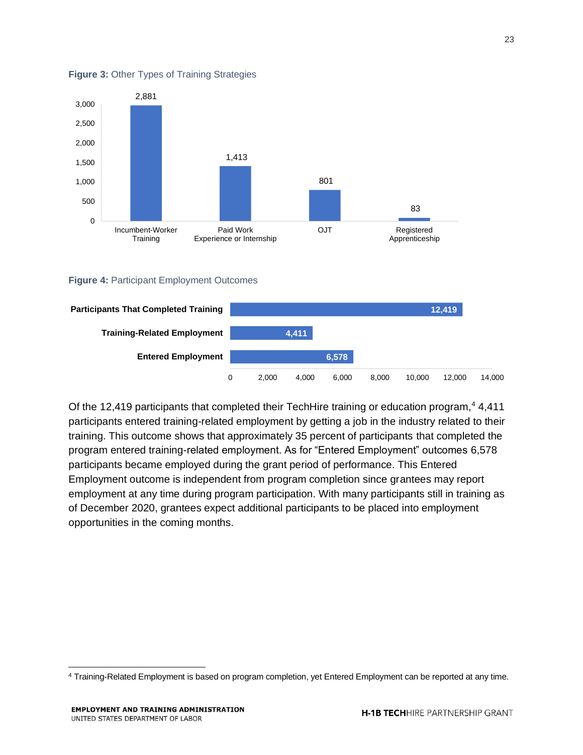**Figure 3:** Other Types of Training Strategies

| Training Strategy | Participants |
| --- | --- |
| Incumbent-Worker Training | 2,881 |
| Paid Work Experience or Internship | 1,413 |
| OJT | 801 |
| Registered Apprenticeship | 83 |

**Figure 4:** Participant Employment Outcomes

| Outcome | Participants |
| --- | --- |
| Participants That Completed Training | 12,419 |
| Training-Related Employment | 4,411 |
| Entered Employment | 6,578 |

Of the 12,419 participants that completed their TechHire training or education program,[4] 4,411 participants entered training-related employment by getting a job in the industry related to their training. This outcome shows that approximately 35 percent of participants that completed the program entered training-related employment. As for "Entered Employment" outcomes 6,578 participants became employed during the grant period of performance. This Entered Employment outcome is independent from program completion since grantees may report employment at any time during program participation. With many participants still in training as of December 2020, grantees expect additional participants to be placed into employment opportunities in the coming months.

[4] Training-Related Employment is based on program completion, yet Entered Employment can be reported at any time.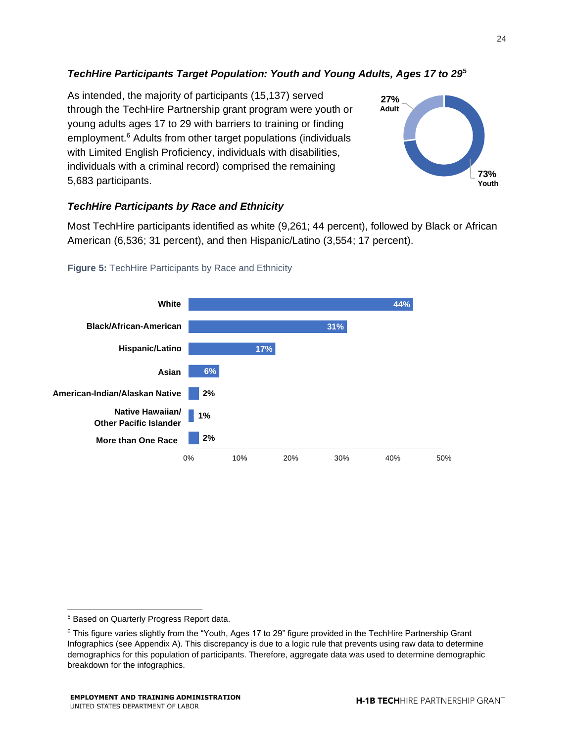### *TechHire Participants Target Population: Youth and Young Adults, Ages 17 to 29*[5]

As intended, the majority of participants (15,137) served through the TechHire Partnership grant program were youth or young adults ages 17 to 29 with barriers to training or finding employment.[6] Adults from other target populations (individuals with Limited English Proficiency, individuals with disabilities, individuals with a criminal record) comprised the remaining 5,683 participants.

27% Adult

73% Youth

### *TechHire Participants by Race and Ethnicity*

Most TechHire participants identified as white (9,261; 44 percent), followed by Black or African American (6,536; 31 percent), and then Hispanic/Latino (3,554; 17 percent).

**Figure 5:** TechHire Participants by Race and Ethnicity

| Race/Ethnicity | Percent |
|---|---|
| White | 44% |
| Black/African-American | 31% |
| Hispanic/Latino | 17% |
| Asian | 6% |
| American-Indian/Alaskan Native | 2% |
| Native Hawaiian/ Other Pacific Islander | 1% |
| More than One Race | 2% |

---

[5] Based on Quarterly Progress Report data.

[6] This figure varies slightly from the "Youth, Ages 17 to 29" figure provided in the TechHire Partnership Grant Infographics (see Appendix A). This discrepancy is due to a logic rule that prevents using raw data to determine demographics for this population of participants. Therefore, aggregate data was used to determine demographic breakdown for the infographics.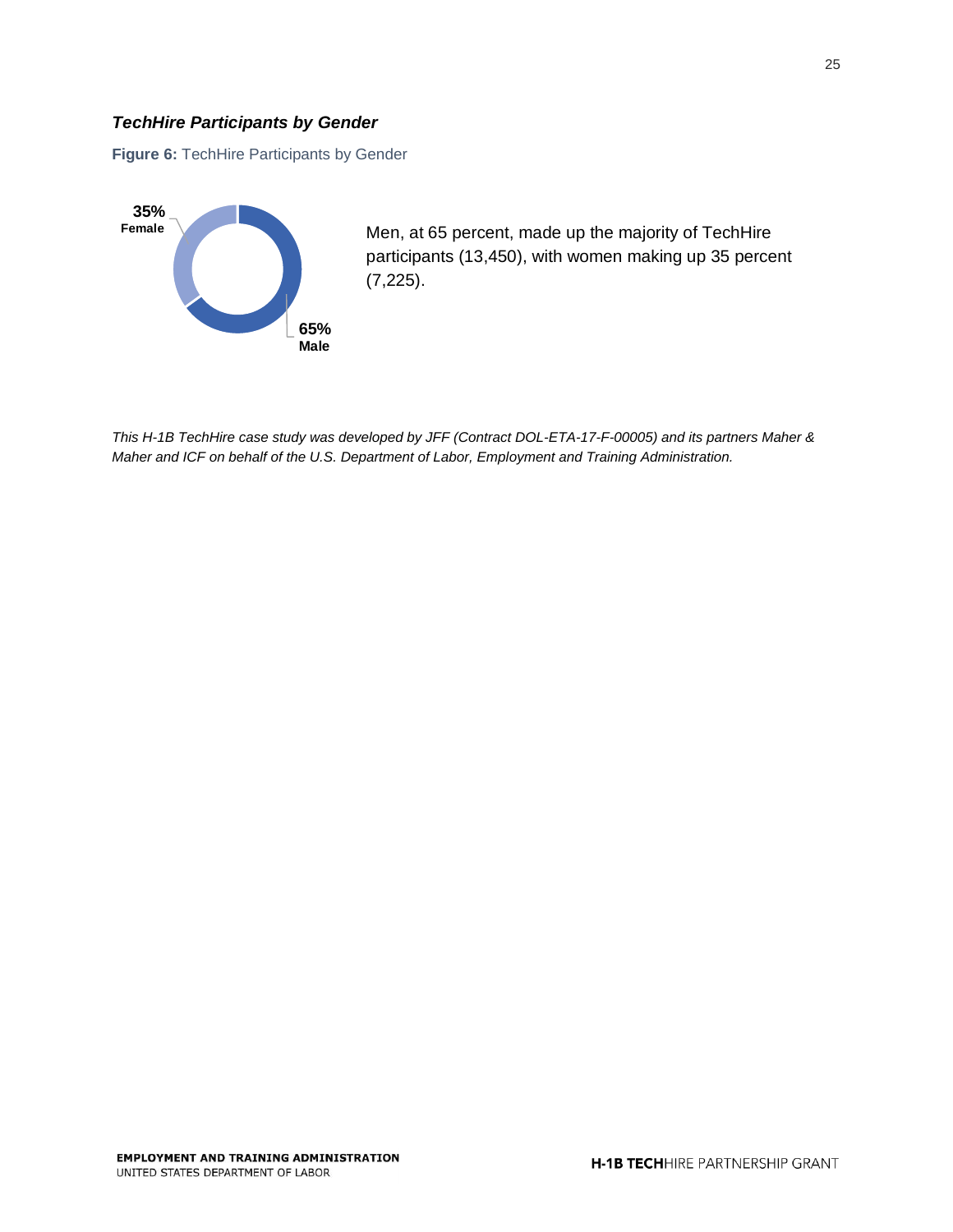### *TechHire Participants by Gender*

**Figure 6:** TechHire Participants by Gender

35%
Female

65%
Male

Men, at 65 percent, made up the majority of TechHire participants (13,450), with women making up 35 percent (7,225).

*This H-1B TechHire case study was developed by JFF (Contract DOL-ETA-17-F-00005) and its partners Maher & Maher and ICF on behalf of the U.S. Department of Labor, Employment and Training Administration.*